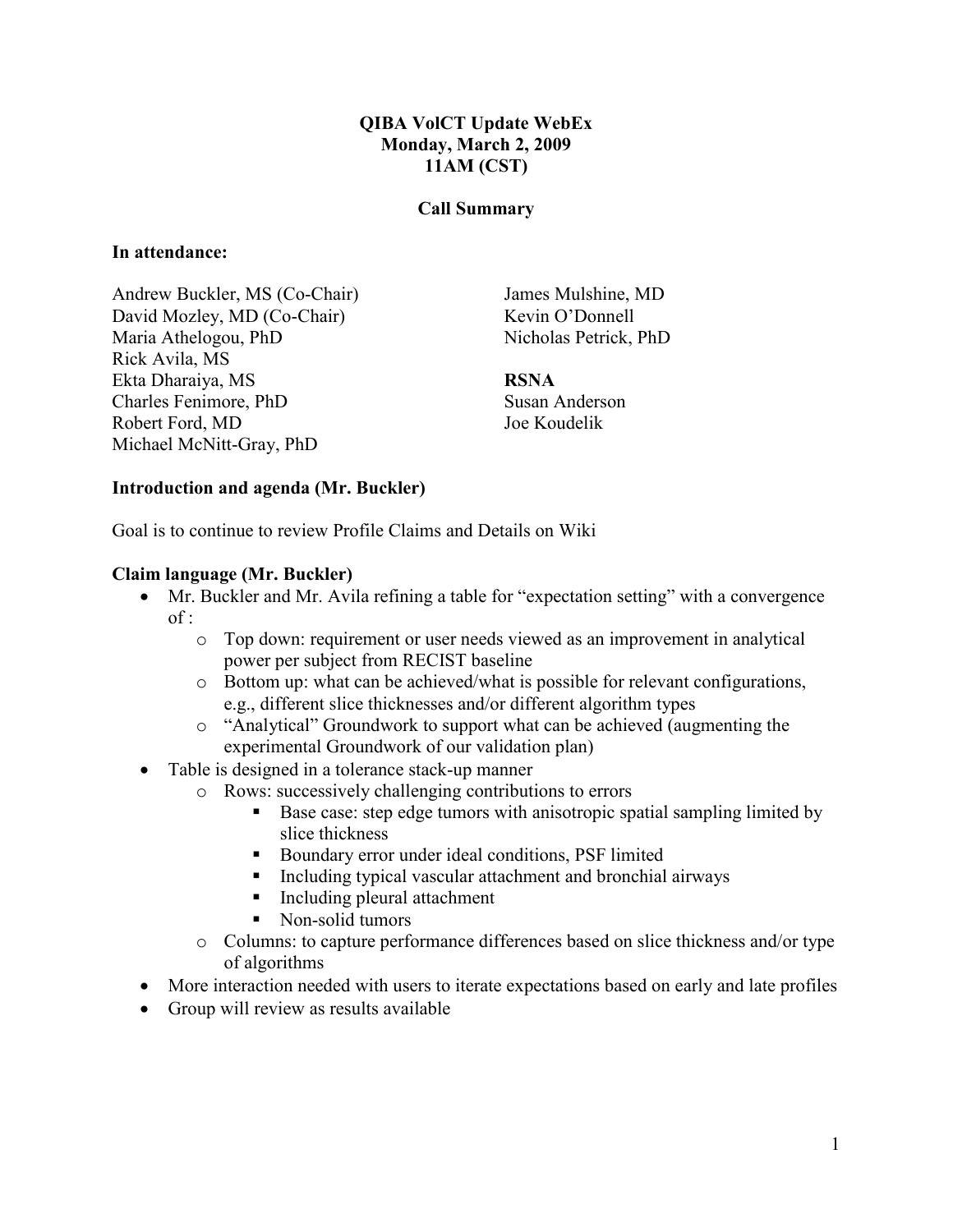**QIBA VolCT Update WebEx**
**Monday, March 2, 2009**
**11AM (CST)**

**Call Summary**

**In attendance:**

Andrew Buckler, MS (Co-Chair)
David Mozley, MD (Co-Chair)
Maria Athelogou, PhD
Rick Avila, MS
Ekta Dharaiya, MS
Charles Fenimore, PhD
Robert Ford, MD
Michael McNitt-Gray, PhD
James Mulshine, MD
Kevin O'Donnell
Nicholas Petrick, PhD

**RSNA**
Susan Anderson
Joe Koudelik

**Introduction and agenda (Mr. Buckler)**

Goal is to continue to review Profile Claims and Details on Wiki

**Claim language (Mr. Buckler)**

- Mr. Buckler and Mr. Avila refining a table for "expectation setting" with a convergence of :
    - Top down: requirement or user needs viewed as an improvement in analytical power per subject from RECIST baseline
    - Bottom up: what can be achieved/what is possible for relevant configurations, e.g., different slice thicknesses and/or different algorithm types
    - "Analytical" Groundwork to support what can be achieved (augmenting the experimental Groundwork of our validation plan)
- Table is designed in a tolerance stack-up manner
    - Rows: successively challenging contributions to errors
        - Base case: step edge tumors with anisotropic spatial sampling limited by slice thickness
        - Boundary error under ideal conditions, PSF limited
        - Including typical vascular attachment and bronchial airways
        - Including pleural attachment
        - Non-solid tumors
    - Columns: to capture performance differences based on slice thickness and/or type of algorithms
- More interaction needed with users to iterate expectations based on early and late profiles
- Group will review as results available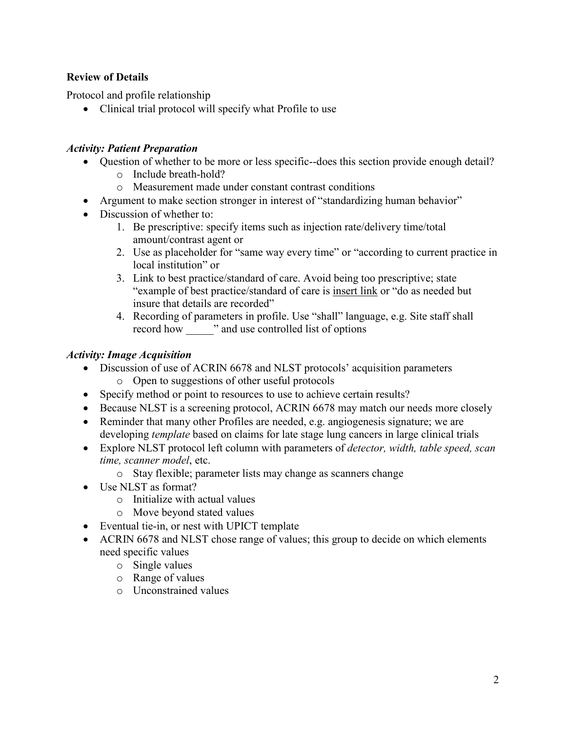**Review of Details**

Protocol and profile relationship

- Clinical trial protocol will specify what Profile to use

***Activity: Patient Preparation***

- Question of whether to be more or less specific--does this section provide enough detail?
    - Include breath-hold?
    - Measurement made under constant contrast conditions
- Argument to make section stronger in interest of "standardizing human behavior"
- Discussion of whether to:
    1. Be prescriptive: specify items such as injection rate/delivery time/total amount/contrast agent or
    2. Use as placeholder for "same way every time" or "according to current practice in local institution" or
    3. Link to best practice/standard of care. Avoid being too prescriptive; state "example of best practice/standard of care is <u>insert link</u> or "do as needed but insure that details are recorded"
    4. Recording of parameters in profile. Use "shall" language, e.g. Site staff shall record how _____" and use controlled list of options

***Activity: Image Acquisition***

- Discussion of use of ACRIN 6678 and NLST protocols' acquisition parameters
    - Open to suggestions of other useful protocols
- Specify method or point to resources to use to achieve certain results?
- Because NLST is a screening protocol, ACRIN 6678 may match our needs more closely
- Reminder that many other Profiles are needed, e.g. angiogenesis signature; we are developing *template* based on claims for late stage lung cancers in large clinical trials
- Explore NLST protocol left column with parameters of *detector, width, table speed, scan time, scanner model*, etc.
    - Stay flexible; parameter lists may change as scanners change
- Use NLST as format?
    - Initialize with actual values
    - Move beyond stated values
- Eventual tie-in, or nest with UPICT template
- ACRIN 6678 and NLST chose range of values; this group to decide on which elements need specific values
    - Single values
    - Range of values
    - Unconstrained values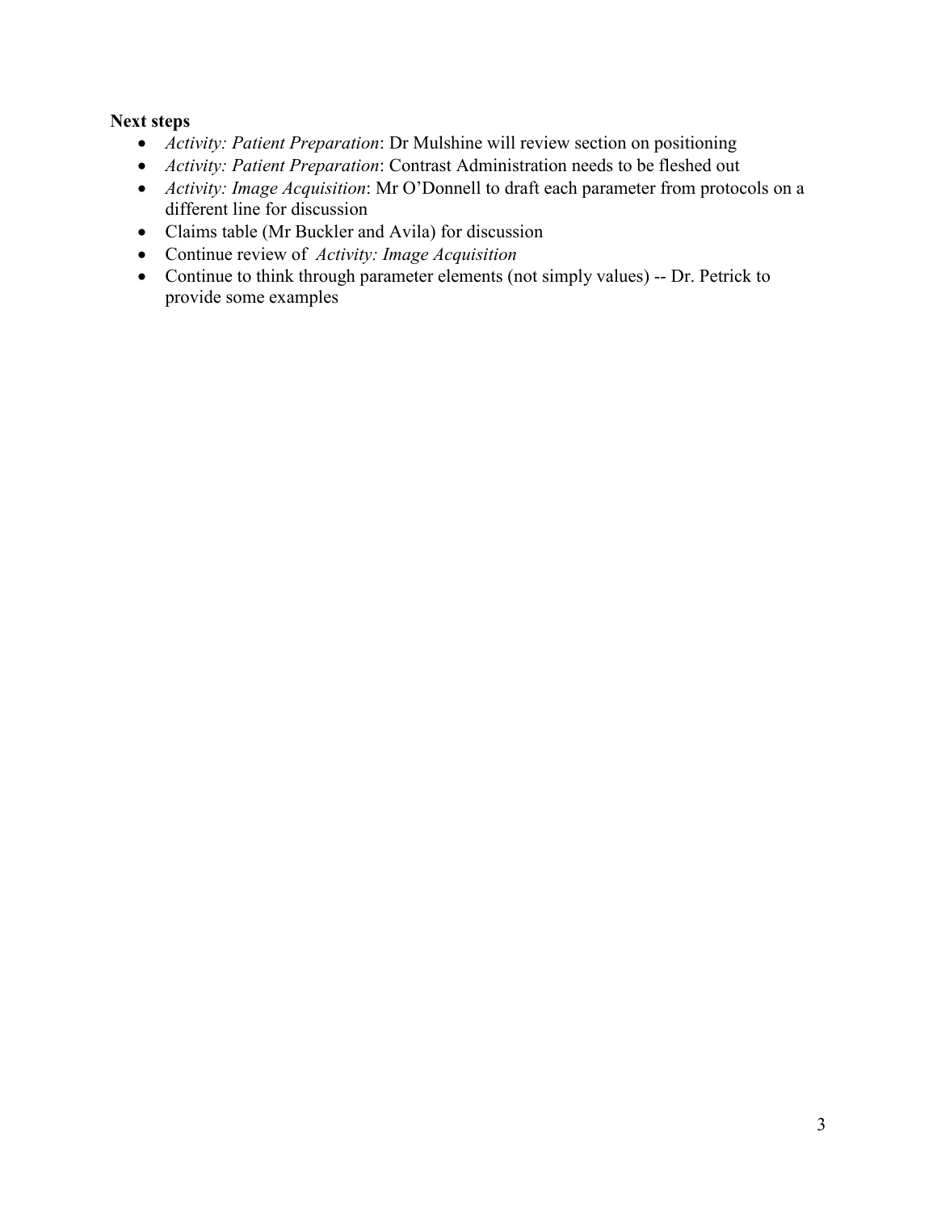**Next steps**

- *Activity: Patient Preparation*: Dr Mulshine will review section on positioning
- *Activity: Patient Preparation*: Contrast Administration needs to be fleshed out
- *Activity: Image Acquisition*: Mr O'Donnell to draft each parameter from protocols on a different line for discussion
- Claims table (Mr Buckler and Avila) for discussion
- Continue review of *Activity: Image Acquisition*
- Continue to think through parameter elements (not simply values) -- Dr. Petrick to provide some examples